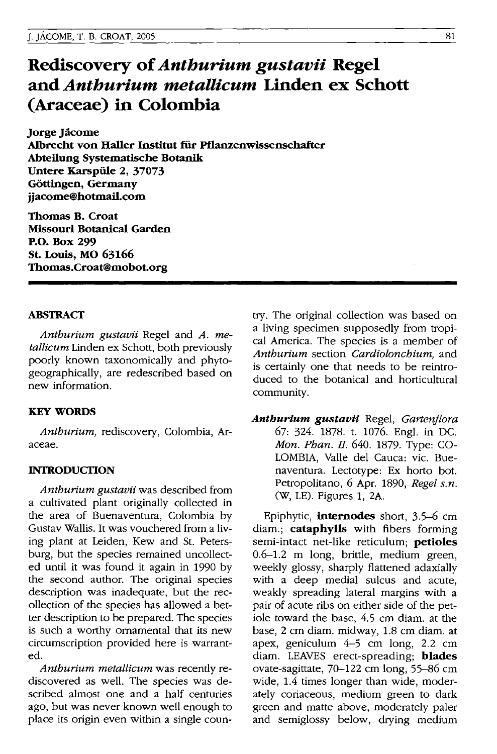# Rediscovery of *Anthurium gustavii* Regel and *Anthurium metallicum* Linden ex Schott (Araceae) in Colombia

**Jorge Jácome**
**Albrecht von Haller Institut für Pflanzenwissenschafter**
**Abteilung Systematische Botanik**
**Untere Karspüle 2, 37073**
**Göttingen, Germany**
**jjacome@hotmail.com**

**Thomas B. Croat**
**Missouri Botanical Garden**
**P.O. Box 299**
**St. Louis, MO 63166**
**Thomas.Croat@mobot.org**

## ABSTRACT

*Anthurium gustavii* Regel and *A. metallicum* Linden ex Schott, both previously poorly known taxonomically and phytogeographically, are redescribed based on new information.

## KEY WORDS

*Anthurium*, rediscovery, Colombia, Araceae.

## INTRODUCTION

*Anthurium gustavii* was described from a cultivated plant originally collected in the area of Buenaventura, Colombia by Gustav Wallis. It was vouchered from a living plant at Leiden, Kew and St. Petersburg, but the species remained uncollected until it was found it again in 1990 by the second author. The original species description was inadequate, but the recollection of the species has allowed a better description to be prepared. The species is such a worthy ornamental that its new circumscription provided here is warranted.

*Anthurium metallicum* was recently rediscovered as well. The species was described almost one and a half centuries ago, but was never known well enough to place its origin even within a single country. The original collection was based on a living specimen supposedly from tropical America. The species is a member of *Anthurium* section *Cardiolonchium*, and is certainly one that needs to be reintroduced to the botanical and horticultural community.

***Anthurium gustavii*** Regel, *Gartenflora* 67: 324. 1878. t. 1076. Engl. in DC. *Mon. Phan. II.* 640. 1879. Type: COLOMBIA, Valle del Cauca: vic. Buenaventura. Lectotype: Ex horto bot. Petropolitano, 6 Apr. 1890, *Regel s.n.* (W, LE). Figures 1, 2A.

Epiphytic, **internodes** short, 3.5–6 cm diam.; **cataphylls** with fibers forming semi-intact net-like reticulum; **petioles** 0.6–1.2 m long, brittle, medium green, weekly glossy, sharply flattened adaxially with a deep medial sulcus and acute, weakly spreading lateral margins with a pair of acute ribs on either side of the petiole toward the base, 4.5 cm diam. at the base, 2 cm diam. midway, 1.8 cm diam. at apex, geniculum 4–5 cm long, 2.2 cm diam. LEAVES erect-spreading; **blades** ovate-sagittate, 70–122 cm long, 55–86 cm wide, 1.4 times longer than wide, moderately coriaceous, medium green to dark green and matte above, moderately paler and semiglossy below, drying medium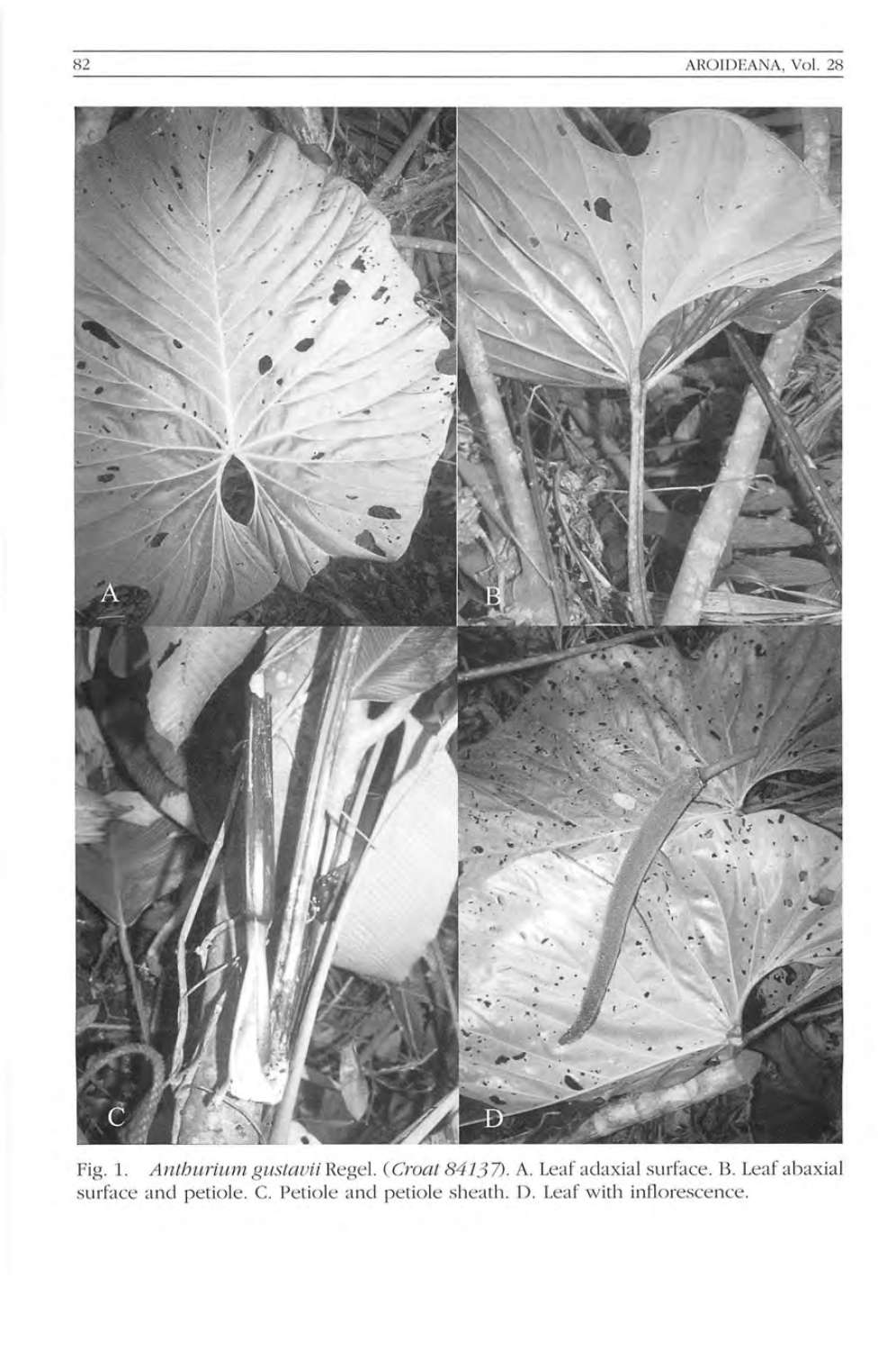Fig. 1. *Anthurium gustavii* Regel. (*Croat 84137*). A. Leaf adaxial surface. B. Leaf abaxial surface and petiole. C. Petiole and petiole sheath. D. Leaf with inflorescence.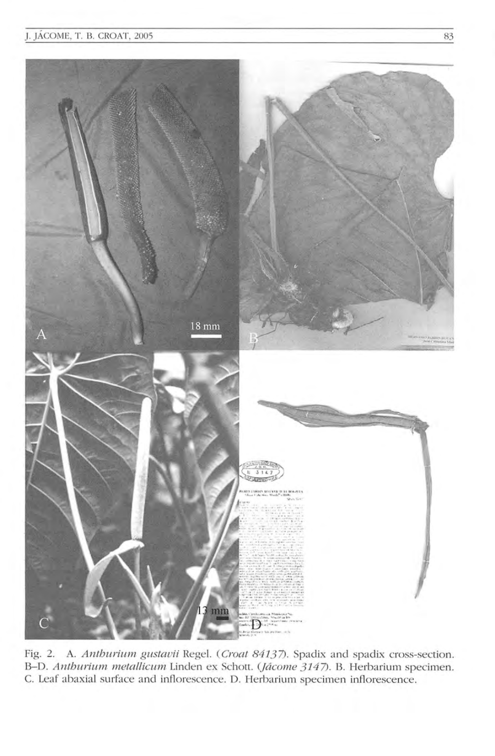Fig. 2. A. *Anthurium gustavii* Regel. (*Croat 84137*). Spadix and spadix cross-section. B–D. *Anthurium metallicum* Linden ex Schott. (*Jácome 3147*). B. Herbarium specimen. C. Leaf abaxial surface and inflorescence. D. Herbarium specimen inflorescence.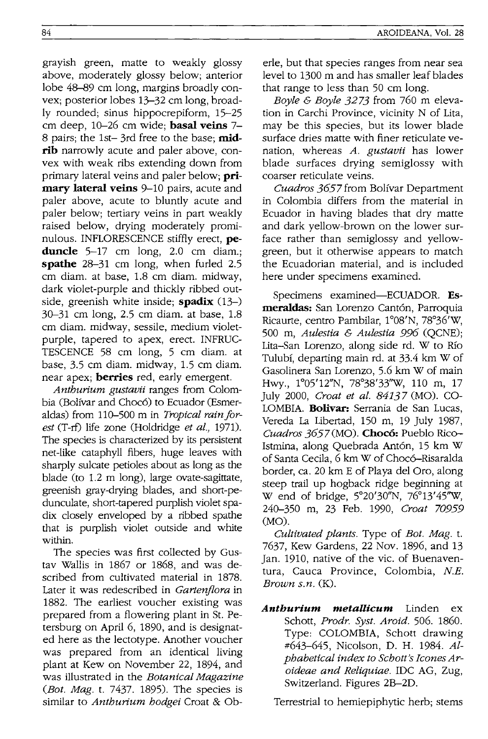grayish green, matte to weakly glossy above, moderately glossy below; anterior lobe 48–89 cm long, margins broadly convex; posterior lobes 13–32 cm long, broadly rounded; sinus hippocrepiform, 15–25 cm deep, 10–26 cm wide; **basal veins** 7–8 pairs; the 1st– 3rd free to the base; **midrib** narrowly acute and paler above, convex with weak ribs extending down from primary lateral veins and paler below; **primary lateral veins** 9–10 pairs, acute and paler above, acute to bluntly acute and paler below; tertiary veins in part weakly raised below, drying moderately prominulous. INFLORESCENCE stiffly erect, **peduncle** 5–17 cm long, 2.0 cm diam.; **spathe** 28–31 cm long, when furled 2.5 cm diam. at base, 1.8 cm diam. midway, dark violet-purple and thickly ribbed outside, greenish white inside; **spadix** (13–) 30–31 cm long, 2.5 cm diam. at base, 1.8 cm diam. midway, sessile, medium violet-purple, tapered to apex, erect. INFRUCTESCENCE 58 cm long, 5 cm diam. at base, 3.5 cm diam. midway, 1.5 cm diam. near apex; **berries** red, early emergent.

*Anthurium gustavii* ranges from Colombia (Bolívar and Chocó) to Ecuador (Esmeraldas) from 110–500 m in *Tropical rain forest* (T-rf) life zone (Holdridge *et al.,* 1971). The species is characterized by its persistent net-like cataphyll fibers, huge leaves with sharply sulcate petioles about as long as the blade (to 1.2 m long), large ovate-sagittate, greenish gray-drying blades, and short-pedunculate, short-tapered purplish violet spadix closely enveloped by a ribbed spathe that is purplish violet outside and white within.

The species was first collected by Gustav Wallis in 1867 or 1868, and was described from cultivated material in 1878. Later it was redescribed in *Gartenflora* in 1882. The earliest voucher existing was prepared from a flowering plant in St. Petersburg on April 6, 1890, and is designated here as the lectotype. Another voucher was prepared from an identical living plant at Kew on November 22, 1894, and was illustrated in the *Botanical Magazine* (*Bot. Mag.* t. 7437. 1895). The species is similar to *Anthurium hodgei* Croat & Oberle, but that species ranges from near sea level to 1300 m and has smaller leaf blades that range to less than 50 cm long.

*Boyle & Boyle 3273* from 760 m elevation in Carchi Province, vicinity N of Lita, may be this species, but its lower blade surface dries matte with finer reticulate venation, whereas *A. gustavii* has lower blade surfaces drying semiglossy with coarser reticulate veins.

*Cuadros 3657* from Bolívar Department in Colombia differs from the material in Ecuador in having blades that dry matte and dark yellow-brown on the lower surface rather than semiglossy and yellow-green, but it otherwise appears to match the Ecuadorian material, and is included here under specimens examined.

Specimens examined—ECUADOR. **Esmeraldas:** San Lorenzo Cantón, Parroquia Ricaurte, centro Pambilar, 1°08'N, 78°36'W, 500 m, *Aulestia & Aulestia 996* (QCNE); Lita–San Lorenzo, along side rd. W to Río Tulubí, departing main rd. at 33.4 km W of Gasolinera San Lorenzo, 5.6 km W of main Hwy., 1°05'12"N, 78°38'33"W, 110 m, 17 July 2000, *Croat et al. 84137* (MO). COLOMBIA. **Bolívar:** Serranía de San Lucas, Vereda La Libertad, 150 m, 19 July 1987, *Cuadros 3657* (MO). **Chocó:** Pueblo Rico–Istmina, along Quebrada Antón, 15 km W of Santa Cecila, 6 km W of Chocó–Risaralda border, ca. 20 km E of Playa del Oro, along steep trail up hogback ridge beginning at W end of bridge, 5°20'30"N, 76°13'45"W, 240–350 m, 23 Feb. 1990, *Croat 70959* (MO).

*Cultivated plants.* Type of *Bot. Mag.* t. 7637, Kew Gardens, 22 Nov. 1896, and 13 Jan. 1910, native of the vic. of Buenaventura, Cauca Province, Colombia, *N.E. Brown s.n.* (K).

***Anthurium metallicum*** Linden ex Schott, *Prodr. Syst. Aroid.* 506. 1860. Type: COLOMBIA, Schott drawing #643–645, Nicolson, D. H. 1984. *Alphabetical index to Schott's Icones Aroideae and Reliquiae.* IDC AG, Zug, Switzerland. Figures 2B–2D.

Terrestrial to hemiepiphytic herb; stems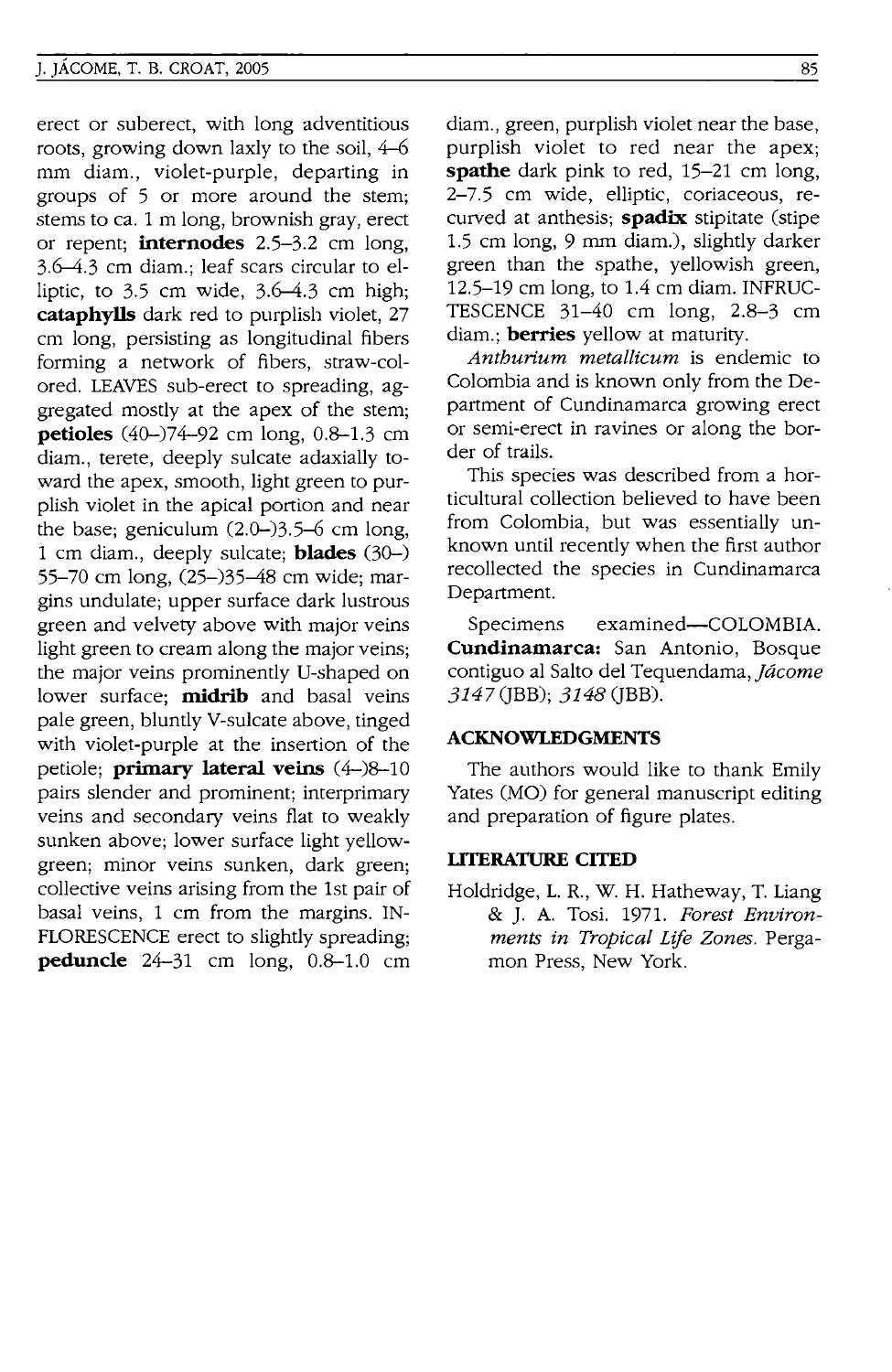erect or suberect, with long adventitious roots, growing down laxly to the soil, 4–6 mm diam., violet-purple, departing in groups of 5 or more around the stem; stems to ca. 1 m long, brownish gray, erect or repent; **internodes** 2.5–3.2 cm long, 3.6–4.3 cm diam.; leaf scars circular to elliptic, to 3.5 cm wide, 3.6–4.3 cm high; **cataphylls** dark red to purplish violet, 27 cm long, persisting as longitudinal fibers forming a network of fibers, straw-colored. LEAVES sub-erect to spreading, aggregated mostly at the apex of the stem; **petioles** (40–)74–92 cm long, 0.8–1.3 cm diam., terete, deeply sulcate adaxially toward the apex, smooth, light green to purplish violet in the apical portion and near the base; geniculum (2.0–)3.5–6 cm long, 1 cm diam., deeply sulcate; **blades** (30–) 55–70 cm long, (25–)35–48 cm wide; margins undulate; upper surface dark lustrous green and velvety above with major veins light green to cream along the major veins; the major veins prominently U-shaped on lower surface; **midrib** and basal veins pale green, bluntly V-sulcate above, tinged with violet-purple at the insertion of the petiole; **primary lateral veins** (4–)8–10 pairs slender and prominent; interprimary veins and secondary veins flat to weakly sunken above; lower surface light yellow-green; minor veins sunken, dark green; collective veins arising from the 1st pair of basal veins, 1 cm from the margins. INFLORESCENCE erect to slightly spreading; **peduncle** 24–31 cm long, 0.8–1.0 cm diam., green, purplish violet near the base, purplish violet to red near the apex; **spathe** dark pink to red, 15–21 cm long, 2–7.5 cm wide, elliptic, coriaceous, recurved at anthesis; **spadix** stipitate (stipe 1.5 cm long, 9 mm diam.), slightly darker green than the spathe, yellowish green, 12.5–19 cm long, to 1.4 cm diam. INFRUCTESCENCE 31–40 cm long, 2.8–3 cm diam.; **berries** yellow at maturity.

*Anthurium metallicum* is endemic to Colombia and is known only from the Department of Cundinamarca growing erect or semi-erect in ravines or along the border of trails.

This species was described from a horticultural collection believed to have been from Colombia, but was essentially unknown until recently when the first author recollected the species in Cundinamarca Department.

Specimens examined—COLOMBIA. **Cundinamarca:** San Antonio, Bosque contiguo al Salto del Tequendama, *Jácome 3147* (JBB); *3148* (JBB).

## ACKNOWLEDGMENTS

The authors would like to thank Emily Yates (MO) for general manuscript editing and preparation of figure plates.

## LITERATURE CITED

Holdridge, L. R., W. H. Hatheway, T. Liang & J. A. Tosi. 1971. *Forest Environments in Tropical Life Zones.* Pergamon Press, New York.